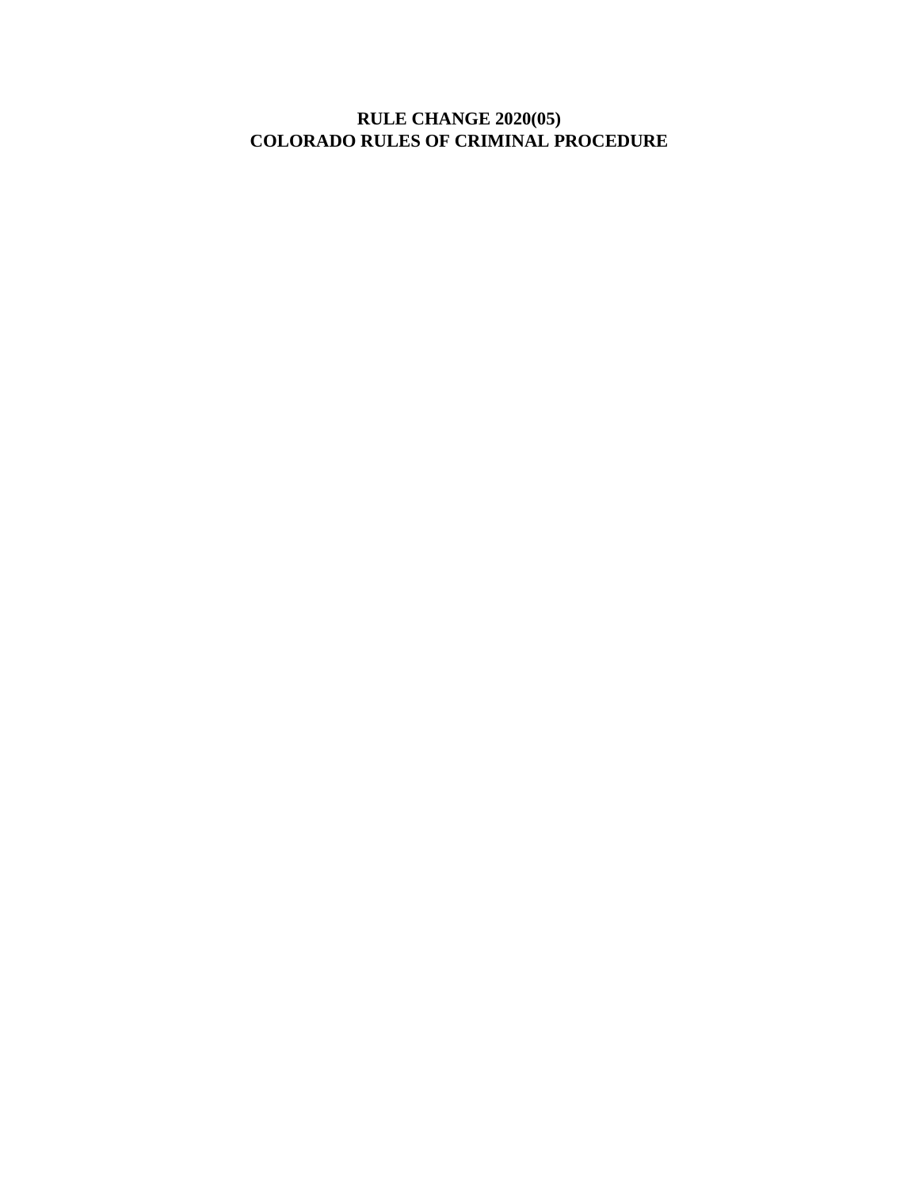# RULE CHANGE 2020(05)
# COLORADO RULES OF CRIMINAL PROCEDURE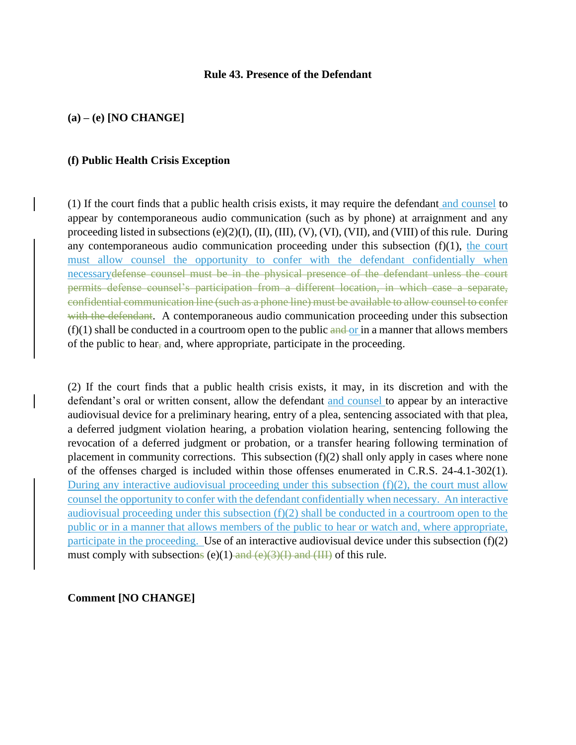**Rule 43. Presence of the Defendant**

**(a) – (e) [NO CHANGE]**

**(f) Public Health Crisis Exception**

(1) If the court finds that a public health crisis exists, it may require the defendant<u> and counsel</u> to appear by contemporaneous audio communication (such as by phone) at arraignment and any proceeding listed in subsections (e)(2)(I), (II), (III), (V), (VI), (VII), and (VIII) of this rule. During any contemporaneous audio communication proceeding under this subsection (f)(1), <u>the court must allow counsel the opportunity to confer with the defendant confidentially when necessary</u>~~defense counsel must be in the physical presence of the defendant unless the court permits defense counsel's participation from a different location, in which case a separate, confidential communication line (such as a phone line) must be available to allow counsel to confer with the defendant~~. A contemporaneous audio communication proceeding under this subsection (f)(1) shall be conducted in a courtroom open to the public ~~and~~ <u>or</u> in a manner that allows members of the public to hear~~,~~ and, where appropriate, participate in the proceeding.

(2) If the court finds that a public health crisis exists, it may, in its discretion and with the defendant's oral or written consent, allow the defendant <u>and counsel</u> to appear by an interactive audiovisual device for a preliminary hearing, entry of a plea, sentencing associated with that plea, a deferred judgment violation hearing, a probation violation hearing, sentencing following the revocation of a deferred judgment or probation, or a transfer hearing following termination of placement in community corrections. This subsection (f)(2) shall only apply in cases where none of the offenses charged is included within those offenses enumerated in C.R.S. 24-4.1-302(1). <u>During any interactive audiovisual proceeding under this subsection (f)(2), the court must allow counsel the opportunity to confer with the defendant confidentially when necessary. An interactive audiovisual proceeding under this subsection (f)(2) shall be conducted in a courtroom open to the public or in a manner that allows members of the public to hear or watch and, where appropriate, participate in the proceeding.</u> Use of an interactive audiovisual device under this subsection (f)(2) must comply with subsection~~s~~ (e)(1)~~ and (e)(3)(I) and (III)~~ of this rule.

**Comment [NO CHANGE]**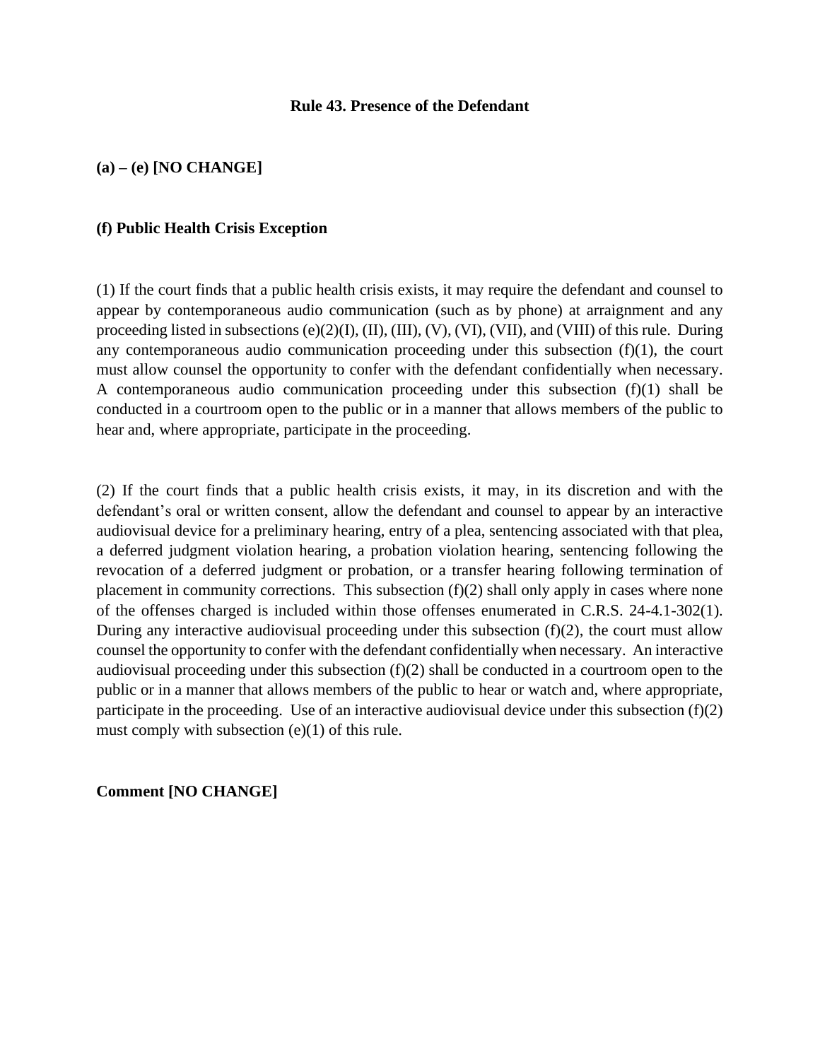# Rule 43. Presence of the Defendant

**(a) – (e) [NO CHANGE]**

**(f) Public Health Crisis Exception**

(1) If the court finds that a public health crisis exists, it may require the defendant and counsel to appear by contemporaneous audio communication (such as by phone) at arraignment and any proceeding listed in subsections (e)(2)(I), (II), (III), (V), (VI), (VII), and (VIII) of this rule. During any contemporaneous audio communication proceeding under this subsection (f)(1), the court must allow counsel the opportunity to confer with the defendant confidentially when necessary. A contemporaneous audio communication proceeding under this subsection (f)(1) shall be conducted in a courtroom open to the public or in a manner that allows members of the public to hear and, where appropriate, participate in the proceeding.

(2) If the court finds that a public health crisis exists, it may, in its discretion and with the defendant's oral or written consent, allow the defendant and counsel to appear by an interactive audiovisual device for a preliminary hearing, entry of a plea, sentencing associated with that plea, a deferred judgment violation hearing, a probation violation hearing, sentencing following the revocation of a deferred judgment or probation, or a transfer hearing following termination of placement in community corrections. This subsection (f)(2) shall only apply in cases where none of the offenses charged is included within those offenses enumerated in C.R.S. 24-4.1-302(1). During any interactive audiovisual proceeding under this subsection (f)(2), the court must allow counsel the opportunity to confer with the defendant confidentially when necessary. An interactive audiovisual proceeding under this subsection (f)(2) shall be conducted in a courtroom open to the public or in a manner that allows members of the public to hear or watch and, where appropriate, participate in the proceeding. Use of an interactive audiovisual device under this subsection (f)(2) must comply with subsection (e)(1) of this rule.

**Comment [NO CHANGE]**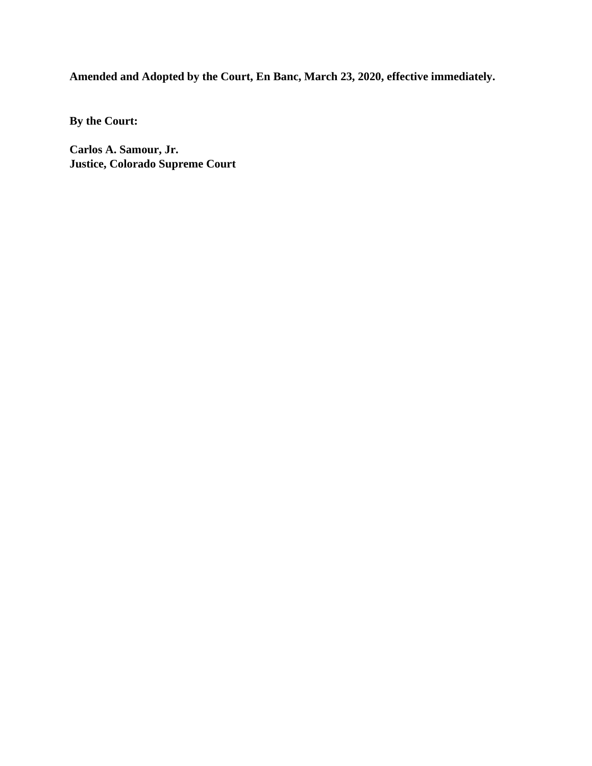**Amended and Adopted by the Court, En Banc, March 23, 2020, effective immediately.**

**By the Court:**

**Carlos A. Samour, Jr.**
**Justice, Colorado Supreme Court**